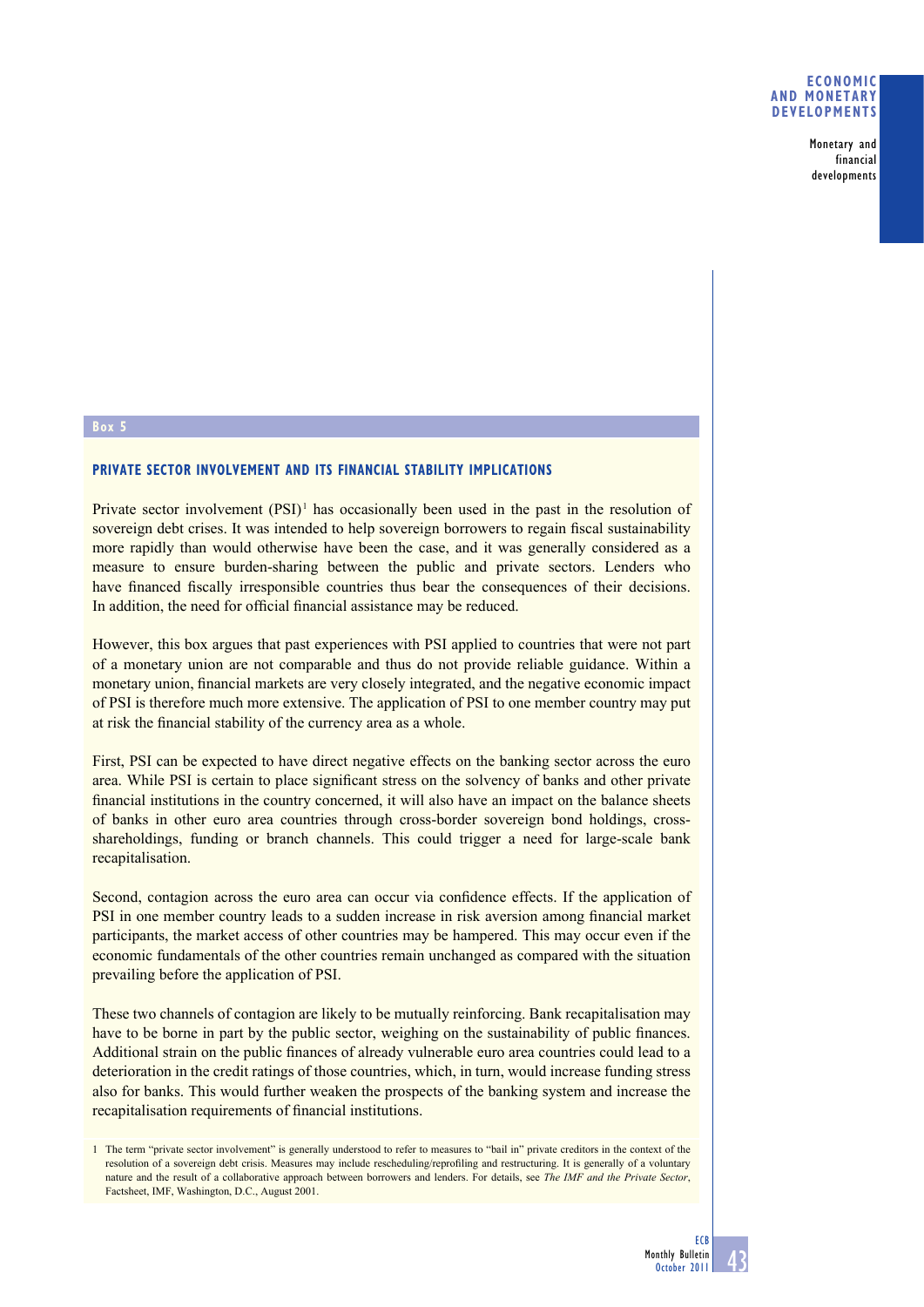## Box 5

### PRIVATE SECTOR INVOLVEMENT AND ITS FINANCIAL STABILITY IMPLICATIONS

Private sector involvement (PSI)[1] has occasionally been used in the past in the resolution of sovereign debt crises. It was intended to help sovereign borrowers to regain fiscal sustainability more rapidly than would otherwise have been the case, and it was generally considered as a measure to ensure burden-sharing between the public and private sectors. Lenders who have financed fiscally irresponsible countries thus bear the consequences of their decisions. In addition, the need for official financial assistance may be reduced.

However, this box argues that past experiences with PSI applied to countries that were not part of a monetary union are not comparable and thus do not provide reliable guidance. Within a monetary union, financial markets are very closely integrated, and the negative economic impact of PSI is therefore much more extensive. The application of PSI to one member country may put at risk the financial stability of the currency area as a whole.

First, PSI can be expected to have direct negative effects on the banking sector across the euro area. While PSI is certain to place significant stress on the solvency of banks and other private financial institutions in the country concerned, it will also have an impact on the balance sheets of banks in other euro area countries through cross-border sovereign bond holdings, cross-shareholdings, funding or branch channels. This could trigger a need for large-scale bank recapitalisation.

Second, contagion across the euro area can occur via confidence effects. If the application of PSI in one member country leads to a sudden increase in risk aversion among financial market participants, the market access of other countries may be hampered. This may occur even if the economic fundamentals of the other countries remain unchanged as compared with the situation prevailing before the application of PSI.

These two channels of contagion are likely to be mutually reinforcing. Bank recapitalisation may have to be borne in part by the public sector, weighing on the sustainability of public finances. Additional strain on the public finances of already vulnerable euro area countries could lead to a deterioration in the credit ratings of those countries, which, in turn, would increase funding stress also for banks. This would further weaken the prospects of the banking system and increase the recapitalisation requirements of financial institutions.

1 The term "private sector involvement" is generally understood to refer to measures to "bail in" private creditors in the context of the resolution of a sovereign debt crisis. Measures may include rescheduling/reprofiling and restructuring. It is generally of a voluntary nature and the result of a collaborative approach between borrowers and lenders. For details, see *The IMF and the Private Sector*, Factsheet, IMF, Washington, D.C., August 2001.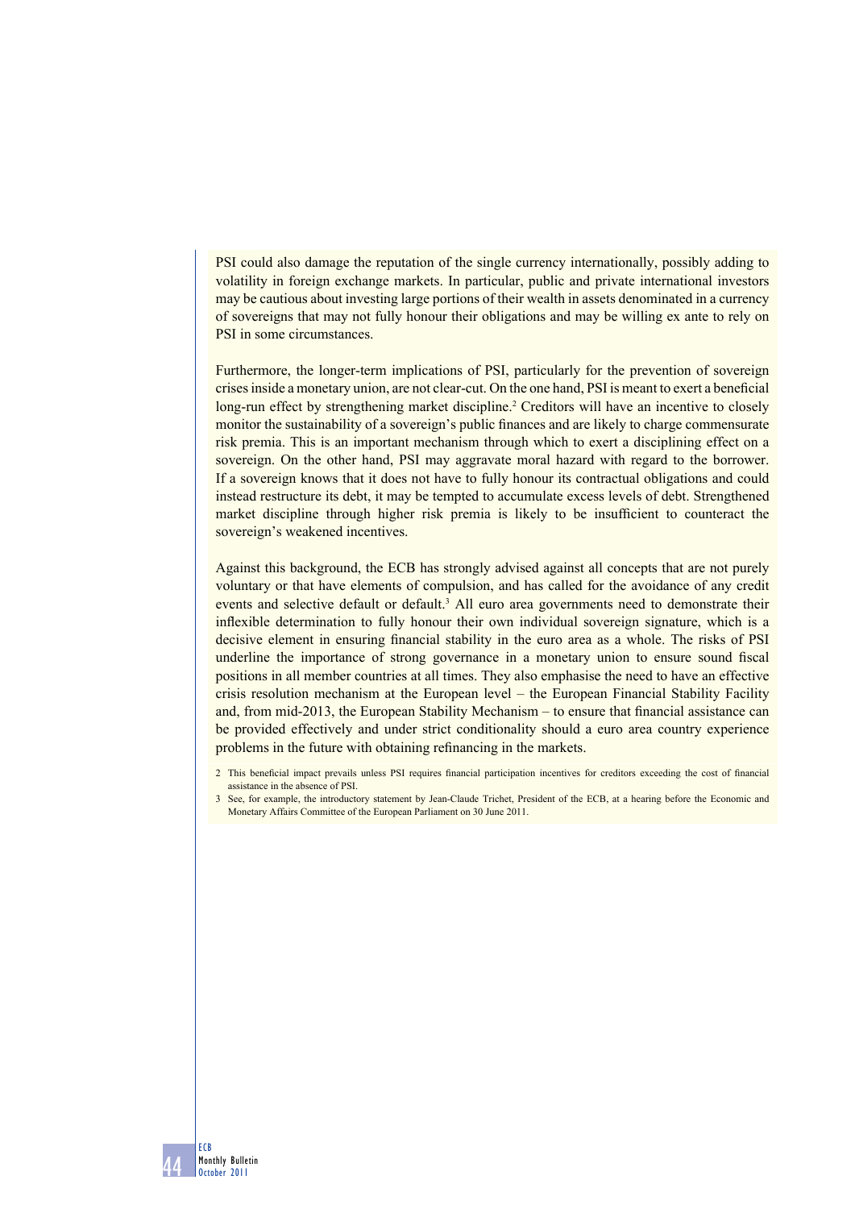PSI could also damage the reputation of the single currency internationally, possibly adding to volatility in foreign exchange markets. In particular, public and private international investors may be cautious about investing large portions of their wealth in assets denominated in a currency of sovereigns that may not fully honour their obligations and may be willing ex ante to rely on PSI in some circumstances.

Furthermore, the longer-term implications of PSI, particularly for the prevention of sovereign crises inside a monetary union, are not clear-cut. On the one hand, PSI is meant to exert a beneficial long-run effect by strengthening market discipline.[2] Creditors will have an incentive to closely monitor the sustainability of a sovereign's public finances and are likely to charge commensurate risk premia. This is an important mechanism through which to exert a disciplining effect on a sovereign. On the other hand, PSI may aggravate moral hazard with regard to the borrower. If a sovereign knows that it does not have to fully honour its contractual obligations and could instead restructure its debt, it may be tempted to accumulate excess levels of debt. Strengthened market discipline through higher risk premia is likely to be insufficient to counteract the sovereign's weakened incentives.

Against this background, the ECB has strongly advised against all concepts that are not purely voluntary or that have elements of compulsion, and has called for the avoidance of any credit events and selective default or default.[3] All euro area governments need to demonstrate their inflexible determination to fully honour their own individual sovereign signature, which is a decisive element in ensuring financial stability in the euro area as a whole. The risks of PSI underline the importance of strong governance in a monetary union to ensure sound fiscal positions in all member countries at all times. They also emphasise the need to have an effective crisis resolution mechanism at the European level – the European Financial Stability Facility and, from mid-2013, the European Stability Mechanism – to ensure that financial assistance can be provided effectively and under strict conditionality should a euro area country experience problems in the future with obtaining refinancing in the markets.

2 This beneficial impact prevails unless PSI requires financial participation incentives for creditors exceeding the cost of financial assistance in the absence of PSI.

3 See, for example, the introductory statement by Jean-Claude Trichet, President of the ECB, at a hearing before the Economic and Monetary Affairs Committee of the European Parliament on 30 June 2011.